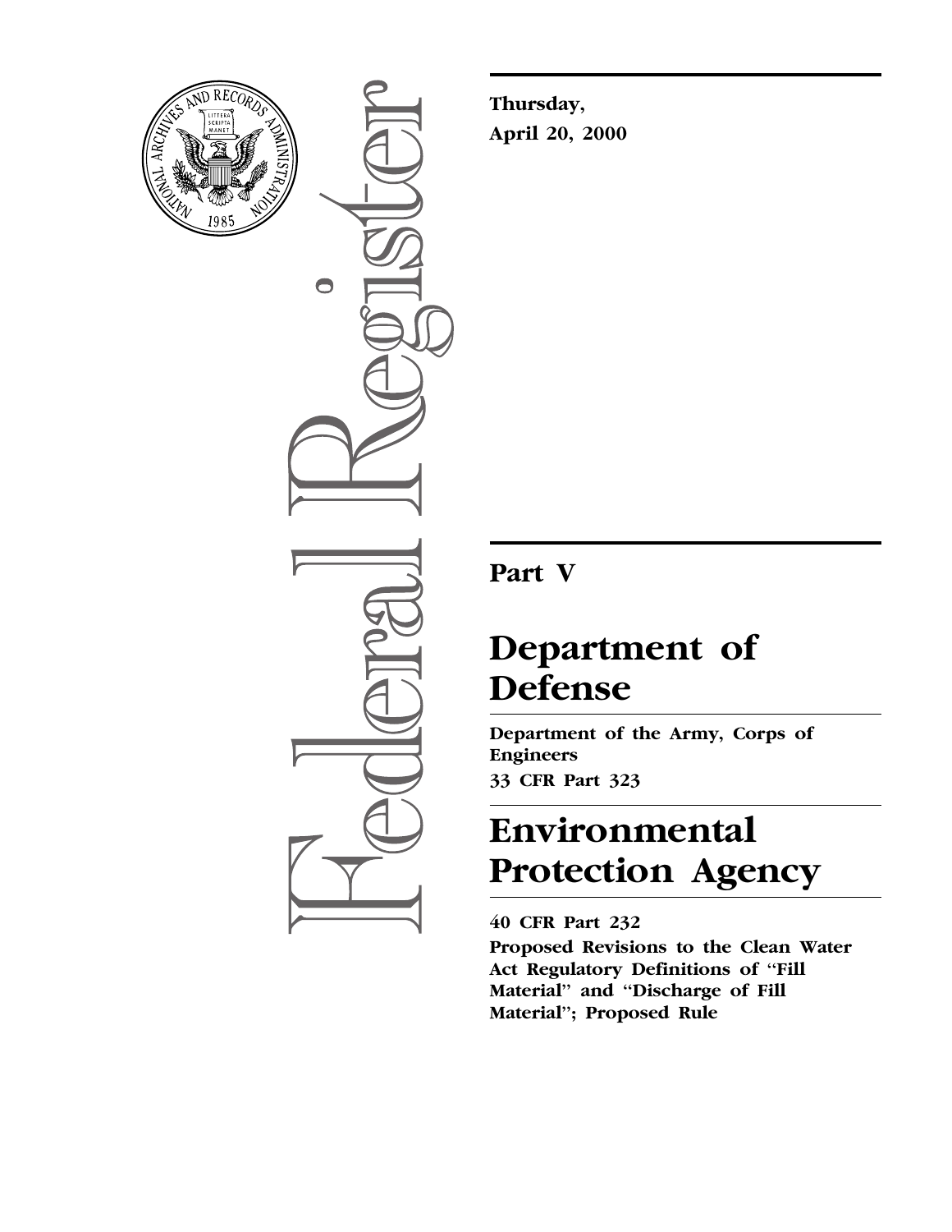**Thursday,**

**April 20, 2000**

---

# Part V

# Department of Defense

**Department of the Army, Corps of Engineers**

**33 CFR Part 323**

# Environmental Protection Agency

**40 CFR Part 232**

**Proposed Revisions to the Clean Water Act Regulatory Definitions of "Fill Material" and "Discharge of Fill Material"; Proposed Rule**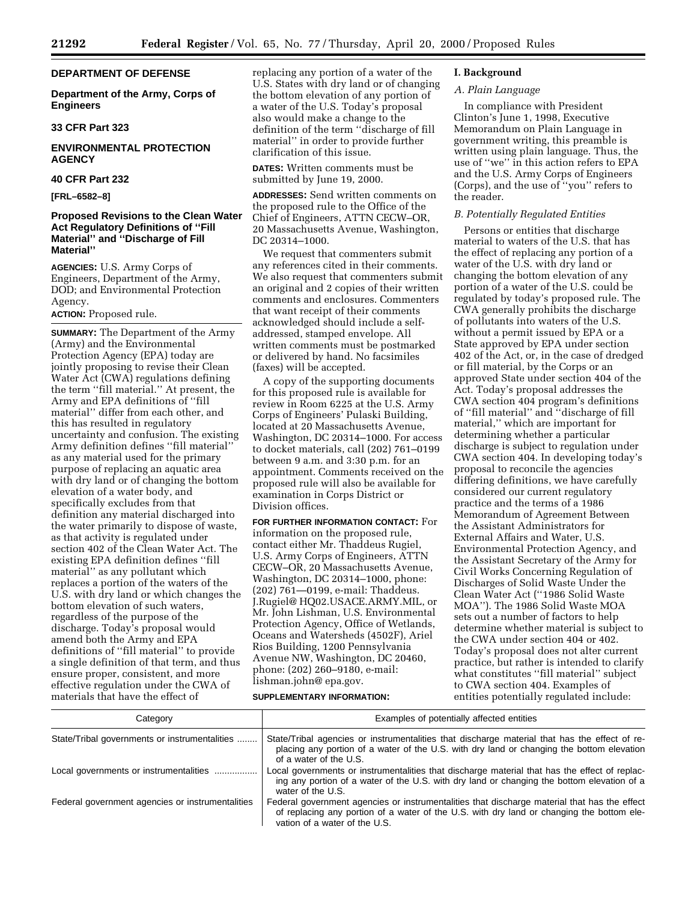## DEPARTMENT OF DEFENSE

**Department of the Army, Corps of Engineers**

**33 CFR Part 323**

## ENVIRONMENTAL PROTECTION AGENCY

**40 CFR Part 232**

**[FRL–6582–8]**

## Proposed Revisions to the Clean Water Act Regulatory Definitions of "Fill Material" and "Discharge of Fill Material"

**AGENCIES:** U.S. Army Corps of Engineers, Department of the Army, DOD; and Environmental Protection Agency.

**ACTION:** Proposed rule.

**SUMMARY:** The Department of the Army (Army) and the Environmental Protection Agency (EPA) today are jointly proposing to revise their Clean Water Act (CWA) regulations defining the term "fill material." At present, the Army and EPA definitions of "fill material" differ from each other, and this has resulted in regulatory uncertainty and confusion. The existing Army definition defines "fill material" as any material used for the primary purpose of replacing an aquatic area with dry land or of changing the bottom elevation of a water body, and specifically excludes from that definition any material discharged into the water primarily to dispose of waste, as that activity is regulated under section 402 of the Clean Water Act. The existing EPA definition defines "fill material" as any pollutant which replaces a portion of the waters of the U.S. with dry land or which changes the bottom elevation of such waters, regardless of the purpose of the discharge. Today's proposal would amend both the Army and EPA definitions of "fill material" to provide a single definition of that term, and thus ensure proper, consistent, and more effective regulation under the CWA of materials that have the effect of replacing any portion of a water of the U.S. States with dry land or of changing the bottom elevation of any portion of a water of the U.S. Today's proposal also would make a change to the definition of the term "discharge of fill material" in order to provide further clarification of this issue.

**DATES:** Written comments must be submitted by June 19, 2000.

**ADDRESSES:** Send written comments on the proposed rule to the Office of the Chief of Engineers, ATTN CECW–OR, 20 Massachusetts Avenue, Washington, DC 20314–1000.

We request that commenters submit any references cited in their comments. We also request that commenters submit an original and 2 copies of their written comments and enclosures. Commenters that want receipt of their comments acknowledged should include a self-addressed, stamped envelope. All written comments must be postmarked or delivered by hand. No facsimiles (faxes) will be accepted.

A copy of the supporting documents for this proposed rule is available for review in Room 6225 at the U.S. Army Corps of Engineers' Pulaski Building, located at 20 Massachusetts Avenue, Washington, DC 20314–1000. For access to docket materials, call (202) 761–0199 between 9 a.m. and 3:30 p.m. for an appointment. Comments received on the proposed rule will also be available for examination in Corps District or Division offices.

**FOR FURTHER INFORMATION CONTACT:** For information on the proposed rule, contact either Mr. Thaddeus Rugiel, U.S. Army Corps of Engineers, ATTN CECW–OR, 20 Massachusetts Avenue, Washington, DC 20314–1000, phone: (202) 761—0199, e-mail: Thaddeus.J.Rugiel@HQ02.USACE.ARMY.MIL, or Mr. John Lishman, U.S. Environmental Protection Agency, Office of Wetlands, Oceans and Watersheds (4502F), Ariel Rios Building, 1200 Pennsylvania Avenue NW, Washington, DC 20460, phone: (202) 260–9180, e-mail: lishman.john@epa.gov.

**SUPPLEMENTARY INFORMATION:**

### I. Background

#### A. Plain Language

In compliance with President Clinton's June 1, 1998, Executive Memorandum on Plain Language in government writing, this preamble is written using plain language. Thus, the use of "we" in this action refers to EPA and the U.S. Army Corps of Engineers (Corps), and the use of "you" refers to the reader.

#### B. Potentially Regulated Entities

Persons or entities that discharge material to waters of the U.S. that has the effect of replacing any portion of a water of the U.S. with dry land or changing the bottom elevation of any portion of a water of the U.S. could be regulated by today's proposed rule. The CWA generally prohibits the discharge of pollutants into waters of the U.S. without a permit issued by EPA or a State approved by EPA under section 402 of the Act, or, in the case of dredged or fill material, by the Corps or an approved State under section 404 of the Act. Today's proposal addresses the CWA section 404 program's definitions of "fill material" and "discharge of fill material," which are important for determining whether a particular discharge is subject to regulation under CWA section 404. In developing today's proposal to reconcile the agencies differing definitions, we have carefully considered our current regulatory practice and the terms of a 1986 Memorandum of Agreement Between the Assistant Administrators for External Affairs and Water, U.S. Environmental Protection Agency, and the Assistant Secretary of the Army for Civil Works Concerning Regulation of Discharges of Solid Waste Under the Clean Water Act ("1986 Solid Waste MOA"). The 1986 Solid Waste MOA sets out a number of factors to help determine whether material is subject to the CWA under section 404 or 402. Today's proposal does not alter current practice, but rather is intended to clarify what constitutes "fill material" subject to CWA section 404. Examples of entities potentially regulated include:

| Category | Examples of potentially affected entities |
| --- | --- |
| State/Tribal governments or instrumentalities | State/Tribal agencies or instrumentalities that discharge material that has the effect of replacing any portion of a water of the U.S. with dry land or changing the bottom elevation of a water of the U.S. |
| Local governments or instrumentalities | Local governments or instrumentalities that discharge material that has the effect of replacing any portion of a water of the U.S. with dry land or changing the bottom elevation of a water of the U.S. |
| Federal government agencies or instrumentalities | Federal government agencies or instrumentalities that discharge material that has the effect of replacing any portion of a water of the U.S. with dry land or changing the bottom elevation of a water of the U.S. |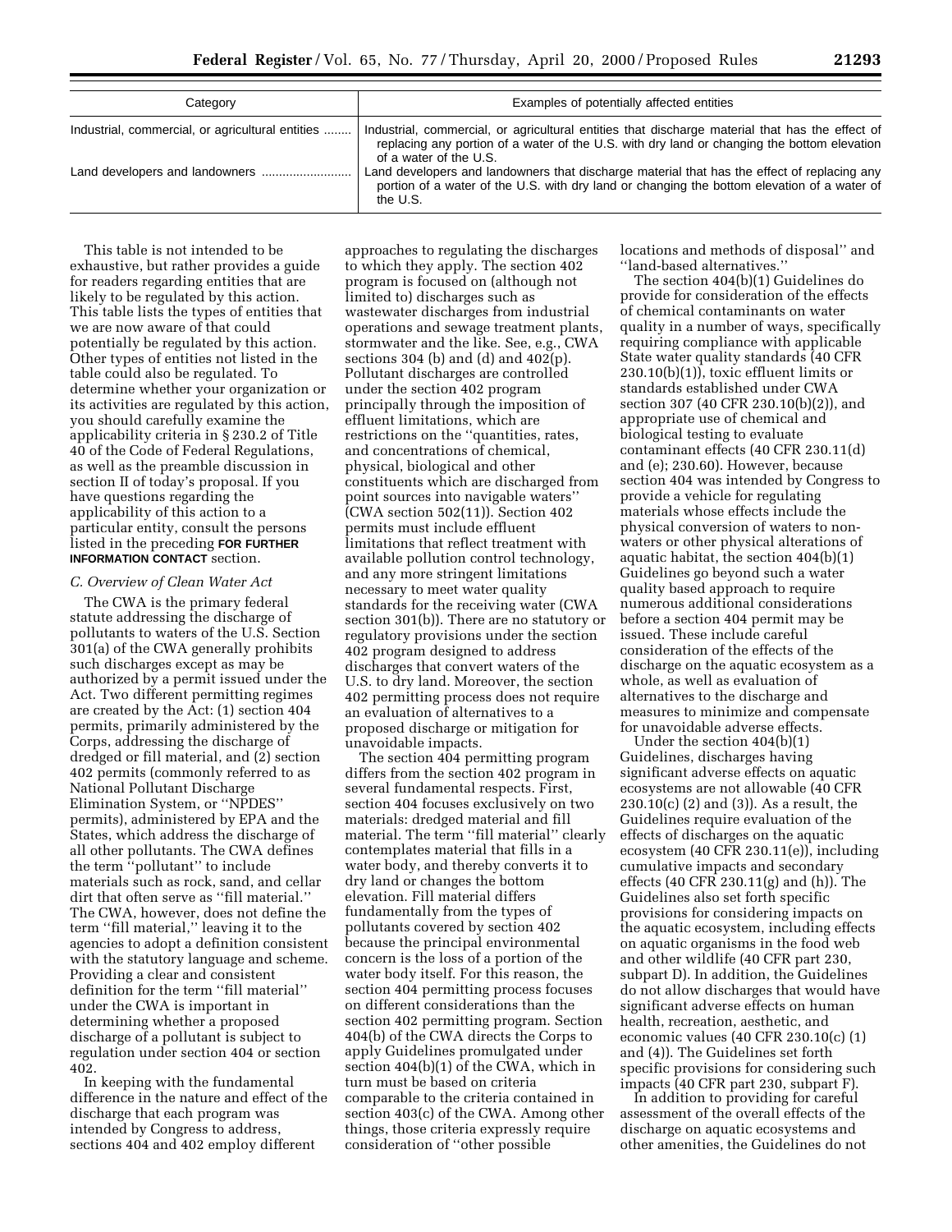| Category | Examples of potentially affected entities |
| --- | --- |
| Industrial, commercial, or agricultural entities | Industrial, commercial, or agricultural entities that discharge material that has the effect of replacing any portion of a water of the U.S. with dry land or changing the bottom elevation of a water of the U.S. |
| Land developers and landowners | Land developers and landowners that discharge material that has the effect of replacing any portion of a water of the U.S. with dry land or changing the bottom elevation of a water of the U.S. |

This table is not intended to be exhaustive, but rather provides a guide for readers regarding entities that are likely to be regulated by this action. This table lists the types of entities that we are now aware of that could potentially be regulated by this action. Other types of entities not listed in the table could also be regulated. To determine whether your organization or its activities are regulated by this action, you should carefully examine the applicability criteria in § 230.2 of Title 40 of the Code of Federal Regulations, as well as the preamble discussion in section II of today's proposal. If you have questions regarding the applicability of this action to a particular entity, consult the persons listed in the preceding **FOR FURTHER INFORMATION CONTACT** section.

### *C. Overview of Clean Water Act*

The CWA is the primary federal statute addressing the discharge of pollutants to waters of the U.S. Section 301(a) of the CWA generally prohibits such discharges except as may be authorized by a permit issued under the Act. Two different permitting regimes are created by the Act: (1) section 404 permits, primarily administered by the Corps, addressing the discharge of dredged or fill material, and (2) section 402 permits (commonly referred to as National Pollutant Discharge Elimination System, or ''NPDES'' permits), administered by EPA and the States, which address the discharge of all other pollutants. The CWA defines the term ''pollutant'' to include materials such as rock, sand, and cellar dirt that often serve as ''fill material.'' The CWA, however, does not define the term ''fill material,'' leaving it to the agencies to adopt a definition consistent with the statutory language and scheme. Providing a clear and consistent definition for the term ''fill material'' under the CWA is important in determining whether a proposed discharge of a pollutant is subject to regulation under section 404 or section 402.

In keeping with the fundamental difference in the nature and effect of the discharge that each program was intended by Congress to address, sections 404 and 402 employ different approaches to regulating the discharges to which they apply. The section 402 program is focused on (although not limited to) discharges such as wastewater discharges from industrial operations and sewage treatment plants, stormwater and the like. See, e.g., CWA sections 304 (b) and (d) and 402(p). Pollutant discharges are controlled under the section 402 program principally through the imposition of effluent limitations, which are restrictions on the ''quantities, rates, and concentrations of chemical, physical, biological and other constituents which are discharged from point sources into navigable waters'' (CWA section 502(11)). Section 402 permits must include effluent limitations that reflect treatment with available pollution control technology, and any more stringent limitations necessary to meet water quality standards for the receiving water (CWA section 301(b)). There are no statutory or regulatory provisions under the section 402 program designed to address discharges that convert waters of the U.S. to dry land. Moreover, the section 402 permitting process does not require an evaluation of alternatives to a proposed discharge or mitigation for unavoidable impacts.

The section 404 permitting program differs from the section 402 program in several fundamental respects. First, section 404 focuses exclusively on two materials: dredged material and fill material. The term ''fill material'' clearly contemplates material that fills in a water body, and thereby converts it to dry land or changes the bottom elevation. Fill material differs fundamentally from the types of pollutants covered by section 402 because the principal environmental concern is the loss of a portion of the water body itself. For this reason, the section 404 permitting process focuses on different considerations than the section 402 permitting program. Section 404(b) of the CWA directs the Corps to apply Guidelines promulgated under section 404(b)(1) of the CWA, which in turn must be based on criteria comparable to the criteria contained in section 403(c) of the CWA. Among other things, those criteria expressly require consideration of ''other possible locations and methods of disposal'' and ''land-based alternatives.''

The section 404(b)(1) Guidelines do provide for consideration of the effects of chemical contaminants on water quality in a number of ways, specifically requiring compliance with applicable State water quality standards (40 CFR 230.10(b)(1)), toxic effluent limits or standards established under CWA section 307 (40 CFR 230.10(b)(2)), and appropriate use of chemical and biological testing to evaluate contaminant effects (40 CFR 230.11(d) and (e); 230.60). However, because section 404 was intended by Congress to provide a vehicle for regulating materials whose effects include the physical conversion of waters to non-waters or other physical alterations of aquatic habitat, the section 404(b)(1) Guidelines go beyond such a water quality based approach to require numerous additional considerations before a section 404 permit may be issued. These include careful consideration of the effects of the discharge on the aquatic ecosystem as a whole, as well as evaluation of alternatives to the discharge and measures to minimize and compensate for unavoidable adverse effects.

Under the section 404(b)(1) Guidelines, discharges having significant adverse effects on aquatic ecosystems are not allowable (40 CFR 230.10(c) (2) and (3)). As a result, the Guidelines require evaluation of the effects of discharges on the aquatic ecosystem (40 CFR 230.11(e)), including cumulative impacts and secondary effects (40 CFR 230.11(g) and (h)). The Guidelines also set forth specific provisions for considering impacts on the aquatic ecosystem, including effects on aquatic organisms in the food web and other wildlife (40 CFR part 230, subpart D). In addition, the Guidelines do not allow discharges that would have significant adverse effects on human health, recreation, aesthetic, and economic values (40 CFR 230.10(c) (1) and (4)). The Guidelines set forth specific provisions for considering such impacts (40 CFR part 230, subpart F).

In addition to providing for careful assessment of the overall effects of the discharge on aquatic ecosystems and other amenities, the Guidelines do not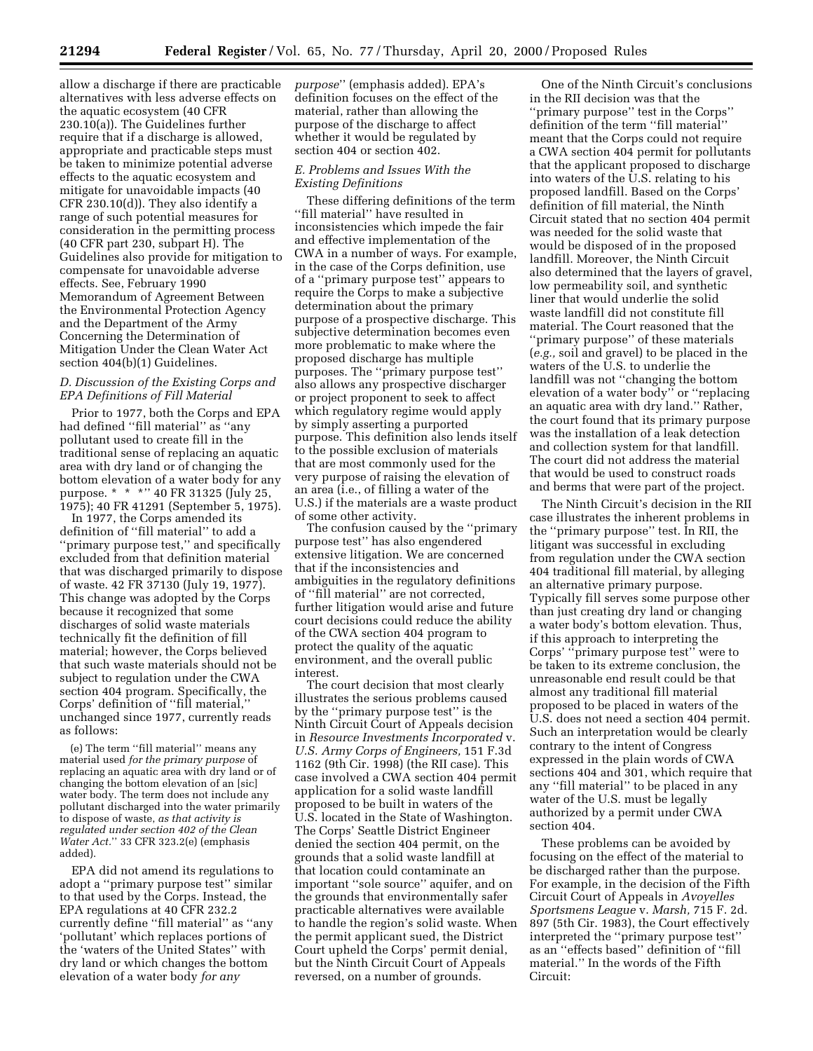allow a discharge if there are practicable alternatives with less adverse effects on the aquatic ecosystem (40 CFR 230.10(a)). The Guidelines further require that if a discharge is allowed, appropriate and practicable steps must be taken to minimize potential adverse effects to the aquatic ecosystem and mitigate for unavoidable impacts (40 CFR 230.10(d)). They also identify a range of such potential measures for consideration in the permitting process (40 CFR part 230, subpart H). The Guidelines also provide for mitigation to compensate for unavoidable adverse effects. See, February 1990 Memorandum of Agreement Between the Environmental Protection Agency and the Department of the Army Concerning the Determination of Mitigation Under the Clean Water Act section 404(b)(1) Guidelines.

### *D. Discussion of the Existing Corps and EPA Definitions of Fill Material*

Prior to 1977, both the Corps and EPA had defined ''fill material'' as ''any pollutant used to create fill in the traditional sense of replacing an aquatic area with dry land or of changing the bottom elevation of a water body for any purpose. * * *'' 40 FR 31325 (July 25, 1975); 40 FR 41291 (September 5, 1975).

In 1977, the Corps amended its definition of ''fill material'' to add a ''primary purpose test,'' and specifically excluded from that definition material that was discharged primarily to dispose of waste. 42 FR 37130 (July 19, 1977). This change was adopted by the Corps because it recognized that some discharges of solid waste materials technically fit the definition of fill material; however, the Corps believed that such waste materials should not be subject to regulation under the CWA section 404 program. Specifically, the Corps' definition of ''fill material,'' unchanged since 1977, currently reads as follows:

> (e) The term ''fill material'' means any material used *for the primary purpose* of replacing an aquatic area with dry land or of changing the bottom elevation of an [sic] water body. The term does not include any pollutant discharged into the water primarily to dispose of waste, *as that activity is regulated under section 402 of the Clean Water Act.*'' 33 CFR 323.2(e) (emphasis added).

EPA did not amend its regulations to adopt a ''primary purpose test'' similar to that used by the Corps. Instead, the EPA regulations at 40 CFR 232.2 currently define ''fill material'' as ''any 'pollutant' which replaces portions of the 'waters of the United States'' with dry land or which changes the bottom elevation of a water body *for any purpose*'' (emphasis added). EPA's definition focuses on the effect of the material, rather than allowing the purpose of the discharge to affect whether it would be regulated by section 404 or section 402.

### *E. Problems and Issues With the Existing Definitions*

These differing definitions of the term ''fill material'' have resulted in inconsistencies which impede the fair and effective implementation of the CWA in a number of ways. For example, in the case of the Corps definition, use of a ''primary purpose test'' appears to require the Corps to make a subjective determination about the primary purpose of a prospective discharge. This subjective determination becomes even more problematic to make where the proposed discharge has multiple purposes. The ''primary purpose test'' also allows any prospective discharger or project proponent to seek to affect which regulatory regime would apply by simply asserting a purported purpose. This definition also lends itself to the possible exclusion of materials that are most commonly used for the very purpose of raising the elevation of an area (i.e., of filling a water of the U.S.) if the materials are a waste product of some other activity.

The confusion caused by the ''primary purpose test'' has also engendered extensive litigation. We are concerned that if the inconsistencies and ambiguities in the regulatory definitions of ''fill material'' are not corrected, further litigation would arise and future court decisions could reduce the ability of the CWA section 404 program to protect the quality of the aquatic environment, and the overall public interest.

The court decision that most clearly illustrates the serious problems caused by the ''primary purpose test'' is the Ninth Circuit Court of Appeals decision in *Resource Investments Incorporated* v. *U.S. Army Corps of Engineers,* 151 F.3d 1162 (9th Cir. 1998) (the RII case). This case involved a CWA section 404 permit application for a solid waste landfill proposed to be built in waters of the U.S. located in the State of Washington. The Corps' Seattle District Engineer denied the section 404 permit, on the grounds that a solid waste landfill at that location could contaminate an important ''sole source'' aquifer, and on the grounds that environmentally safer practicable alternatives were available to handle the region's solid waste. When the permit applicant sued, the District Court upheld the Corps' permit denial, but the Ninth Circuit Court of Appeals reversed, on a number of grounds.

One of the Ninth Circuit's conclusions in the RII decision was that the ''primary purpose'' test in the Corps'' definition of the term ''fill material'' meant that the Corps could not require a CWA section 404 permit for pollutants that the applicant proposed to discharge into waters of the U.S. relating to his proposed landfill. Based on the Corps' definition of fill material, the Ninth Circuit stated that no section 404 permit was needed for the solid waste that would be disposed of in the proposed landfill. Moreover, the Ninth Circuit also determined that the layers of gravel, low permeability soil, and synthetic liner that would underlie the solid waste landfill did not constitute fill material. The Court reasoned that the ''primary purpose'' of these materials (*e.g.,* soil and gravel) to be placed in the waters of the U.S. to underlie the landfill was not ''changing the bottom elevation of a water body'' or ''replacing an aquatic area with dry land.'' Rather, the court found that its primary purpose was the installation of a leak detection and collection system for that landfill. The court did not address the material that would be used to construct roads and berms that were part of the project.

The Ninth Circuit's decision in the RII case illustrates the inherent problems in the ''primary purpose'' test. In RII, the litigant was successful in excluding from regulation under the CWA section 404 traditional fill material, by alleging an alternative primary purpose. Typically fill serves some purpose other than just creating dry land or changing a water body's bottom elevation. Thus, if this approach to interpreting the Corps' ''primary purpose test'' were to be taken to its extreme conclusion, the unreasonable end result could be that almost any traditional fill material proposed to be placed in waters of the U.S. does not need a section 404 permit. Such an interpretation would be clearly contrary to the intent of Congress expressed in the plain words of CWA sections 404 and 301, which require that any ''fill material'' to be placed in any water of the U.S. must be legally authorized by a permit under CWA section 404.

These problems can be avoided by focusing on the effect of the material to be discharged rather than the purpose. For example, in the decision of the Fifth Circuit Court of Appeals in *Avoyelles Sportsmens League* v. *Marsh,* 715 F. 2d. 897 (5th Cir. 1983), the Court effectively interpreted the ''primary purpose test'' as an ''effects based'' definition of ''fill material.'' In the words of the Fifth Circuit: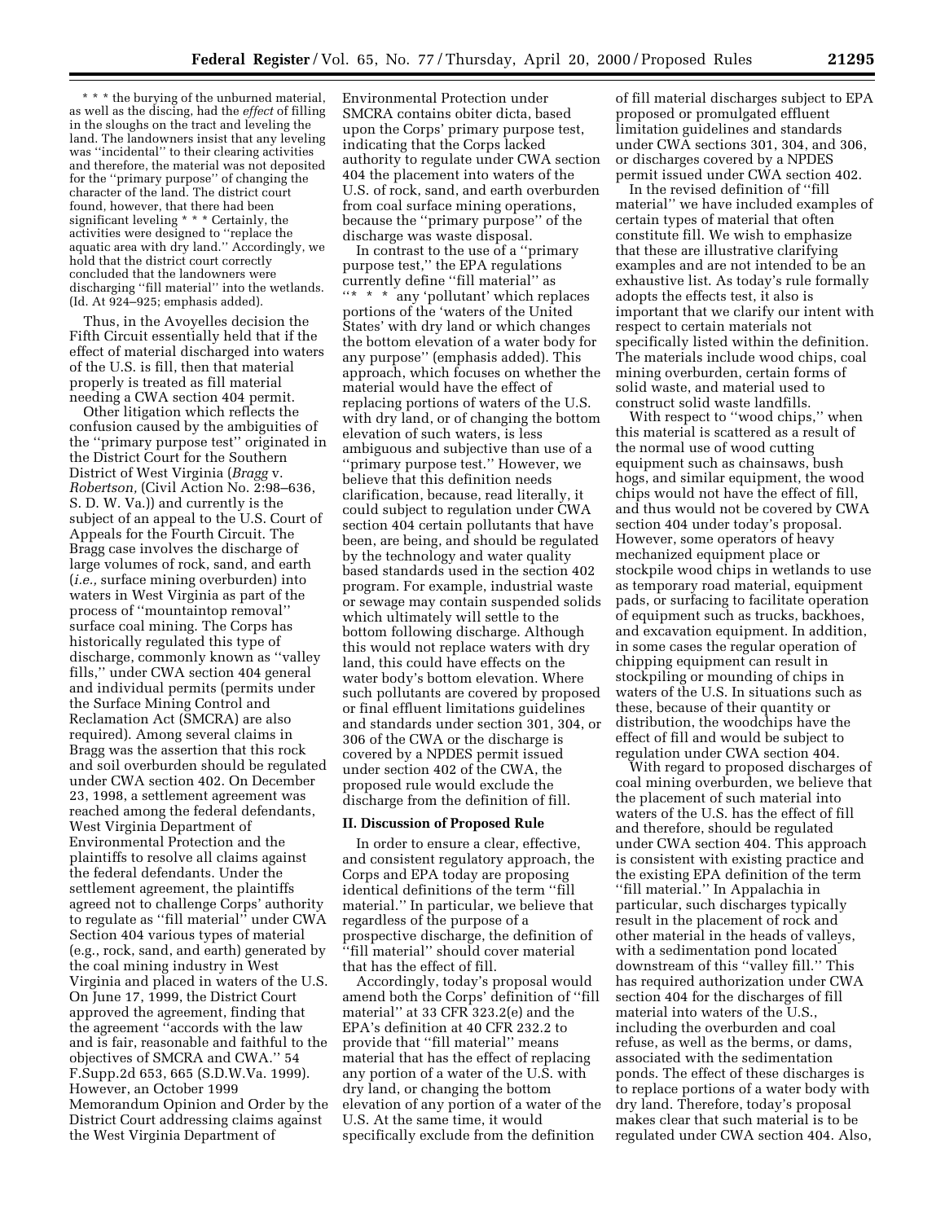* * * the burying of the unburned material, as well as the discing, had the *effect* of filling in the sloughs on the tract and leveling the land. The landowners insist that any leveling was ''incidental'' to their clearing activities and therefore, the material was not deposited for the ''primary purpose'' of changing the character of the land. The district court found, however, that there had been significant leveling * * * Certainly, the activities were designed to ''replace the aquatic area with dry land.'' Accordingly, we hold that the district court correctly concluded that the landowners were discharging ''fill material'' into the wetlands. (Id. At 924–925; emphasis added).

Thus, in the Avoyelles decision the Fifth Circuit essentially held that if the effect of material discharged into waters of the U.S. is fill, then that material properly is treated as fill material needing a CWA section 404 permit.

Other litigation which reflects the confusion caused by the ambiguities of the ''primary purpose test'' originated in the District Court for the Southern District of West Virginia (*Bragg* v. *Robertson,* (Civil Action No. 2:98–636, S. D. W. Va.)) and currently is the subject of an appeal to the U.S. Court of Appeals for the Fourth Circuit. The Bragg case involves the discharge of large volumes of rock, sand, and earth (*i.e.,* surface mining overburden) into waters in West Virginia as part of the process of ''mountaintop removal'' surface coal mining. The Corps has historically regulated this type of discharge, commonly known as ''valley fills,'' under CWA section 404 general and individual permits (permits under the Surface Mining Control and Reclamation Act (SMCRA) are also required). Among several claims in Bragg was the assertion that this rock and soil overburden should be regulated under CWA section 402. On December 23, 1998, a settlement agreement was reached among the federal defendants, West Virginia Department of Environmental Protection and the plaintiffs to resolve all claims against the federal defendants. Under the settlement agreement, the plaintiffs agreed not to challenge Corps' authority to regulate as ''fill material'' under CWA Section 404 various types of material (e.g., rock, sand, and earth) generated by the coal mining industry in West Virginia and placed in waters of the U.S. On June 17, 1999, the District Court approved the agreement, finding that the agreement ''accords with the law and is fair, reasonable and faithful to the objectives of SMCRA and CWA.'' 54 F.Supp.2d 653, 665 (S.D.W.Va. 1999). However, an October 1999 Memorandum Opinion and Order by the District Court addressing claims against the West Virginia Department of Environmental Protection under SMCRA contains obiter dicta, based upon the Corps' primary purpose test, indicating that the Corps lacked authority to regulate under CWA section 404 the placement into waters of the U.S. of rock, sand, and earth overburden from coal surface mining operations, because the ''primary purpose'' of the discharge was waste disposal.

In contrast to the use of a ''primary purpose test,'' the EPA regulations currently define ''fill material'' as ''* * * any 'pollutant' which replaces portions of the 'waters of the United States' with dry land or which changes the bottom elevation of a water body for any purpose'' (emphasis added). This approach, which focuses on whether the material would have the effect of replacing portions of waters of the U.S. with dry land, or of changing the bottom elevation of such waters, is less ambiguous and subjective than use of a ''primary purpose test.'' However, we believe that this definition needs clarification, because, read literally, it could subject to regulation under CWA section 404 certain pollutants that have been, are being, and should be regulated by the technology and water quality based standards used in the section 402 program. For example, industrial waste or sewage may contain suspended solids which ultimately will settle to the bottom following discharge. Although this would not replace waters with dry land, this could have effects on the water body's bottom elevation. Where such pollutants are covered by proposed or final effluent limitations guidelines and standards under section 301, 304, or 306 of the CWA or the discharge is covered by a NPDES permit issued under section 402 of the CWA, the proposed rule would exclude the discharge from the definition of fill.

## II. Discussion of Proposed Rule

In order to ensure a clear, effective, and consistent regulatory approach, the Corps and EPA today are proposing identical definitions of the term ''fill material.'' In particular, we believe that regardless of the purpose of a prospective discharge, the definition of ''fill material'' should cover material that has the effect of fill.

Accordingly, today's proposal would amend both the Corps' definition of ''fill material'' at 33 CFR 323.2(e) and the EPA's definition at 40 CFR 232.2 to provide that ''fill material'' means material that has the effect of replacing any portion of a water of the U.S. with dry land, or changing the bottom elevation of any portion of a water of the U.S. At the same time, it would specifically exclude from the definition of fill material discharges subject to EPA proposed or promulgated effluent limitation guidelines and standards under CWA sections 301, 304, and 306, or discharges covered by a NPDES permit issued under CWA section 402.

In the revised definition of ''fill material'' we have included examples of certain types of material that often constitute fill. We wish to emphasize that these are illustrative clarifying examples and are not intended to be an exhaustive list. As today's rule formally adopts the effects test, it also is important that we clarify our intent with respect to certain materials not specifically listed within the definition. The materials include wood chips, coal mining overburden, certain forms of solid waste, and material used to construct solid waste landfills.

With respect to ''wood chips,'' when this material is scattered as a result of the normal use of wood cutting equipment such as chainsaws, bush hogs, and similar equipment, the wood chips would not have the effect of fill, and thus would not be covered by CWA section 404 under today's proposal. However, some operators of heavy mechanized equipment place or stockpile wood chips in wetlands to use as temporary road material, equipment pads, or surfacing to facilitate operation of equipment such as trucks, backhoes, and excavation equipment. In addition, in some cases the regular operation of chipping equipment can result in stockpiling or mounding of chips in waters of the U.S. In situations such as these, because of their quantity or distribution, the woodchips have the effect of fill and would be subject to regulation under CWA section 404.

With regard to proposed discharges of coal mining overburden, we believe that the placement of such material into waters of the U.S. has the effect of fill and therefore, should be regulated under CWA section 404. This approach is consistent with existing practice and the existing EPA definition of the term ''fill material.'' In Appalachia in particular, such discharges typically result in the placement of rock and other material in the heads of valleys, with a sedimentation pond located downstream of this ''valley fill.'' This has required authorization under CWA section 404 for the discharges of fill material into waters of the U.S., including the overburden and coal refuse, as well as the berms, or dams, associated with the sedimentation ponds. The effect of these discharges is to replace portions of a water body with dry land. Therefore, today's proposal makes clear that such material is to be regulated under CWA section 404. Also,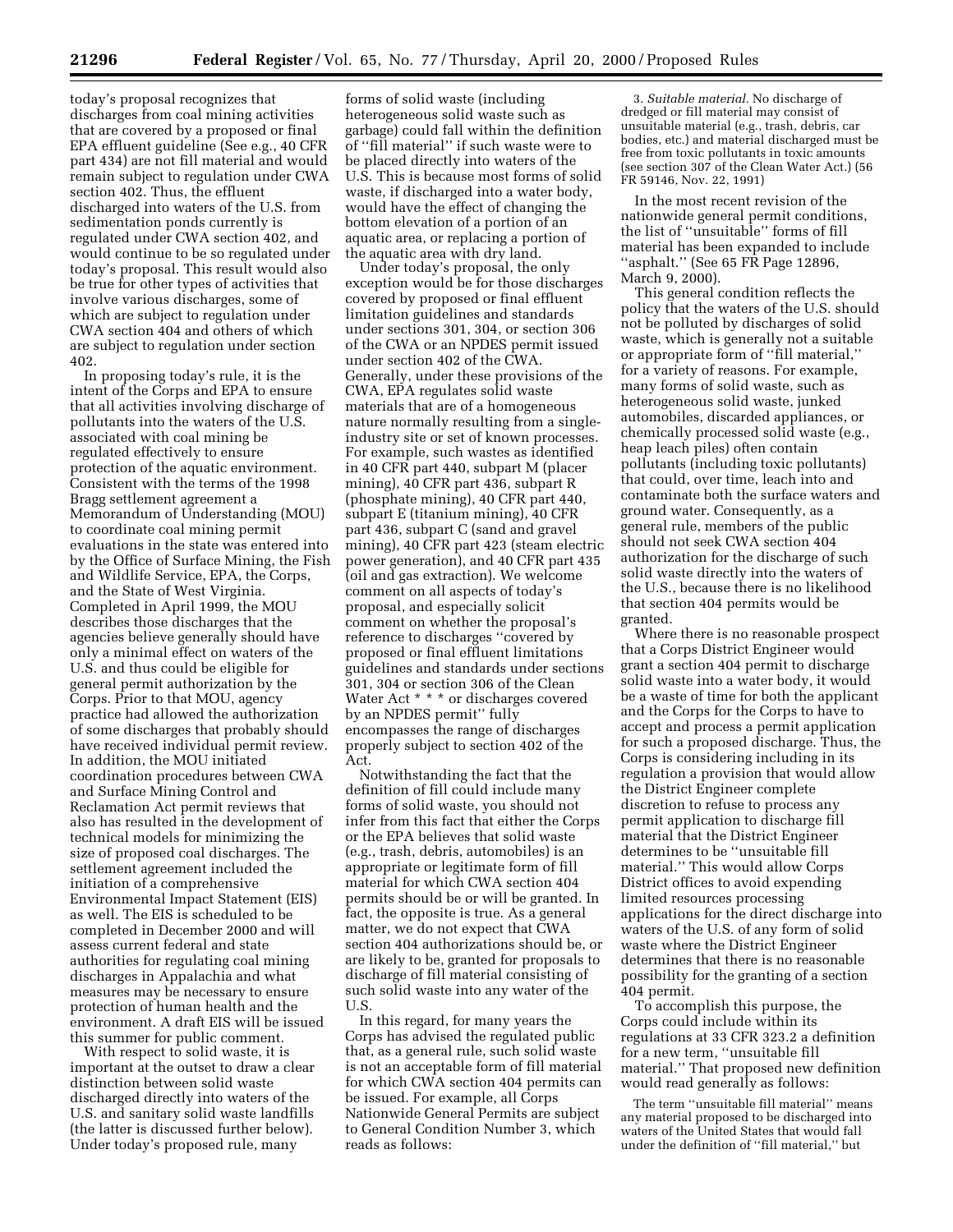today's proposal recognizes that discharges from coal mining activities that are covered by a proposed or final EPA effluent guideline (See e.g., 40 CFR part 434) are not fill material and would remain subject to regulation under CWA section 402. Thus, the effluent discharged into waters of the U.S. from sedimentation ponds currently is regulated under CWA section 402, and would continue to be so regulated under today's proposal. This result would also be true for other types of activities that involve various discharges, some of which are subject to regulation under CWA section 404 and others of which are subject to regulation under section 402.

In proposing today's rule, it is the intent of the Corps and EPA to ensure that all activities involving discharge of pollutants into the waters of the U.S. associated with coal mining be regulated effectively to ensure protection of the aquatic environment. Consistent with the terms of the 1998 Bragg settlement agreement a Memorandum of Understanding (MOU) to coordinate coal mining permit evaluations in the state was entered into by the Office of Surface Mining, the Fish and Wildlife Service, EPA, the Corps, and the State of West Virginia. Completed in April 1999, the MOU describes those discharges that the agencies believe generally should have only a minimal effect on waters of the U.S. and thus could be eligible for general permit authorization by the Corps. Prior to that MOU, agency practice had allowed the authorization of some discharges that probably should have received individual permit review. In addition, the MOU initiated coordination procedures between CWA and Surface Mining Control and Reclamation Act permit reviews that also has resulted in the development of technical models for minimizing the size of proposed coal discharges. The settlement agreement included the initiation of a comprehensive Environmental Impact Statement (EIS) as well. The EIS is scheduled to be completed in December 2000 and will assess current federal and state authorities for regulating coal mining discharges in Appalachia and what measures may be necessary to ensure protection of human health and the environment. A draft EIS will be issued this summer for public comment.

With respect to solid waste, it is important at the outset to draw a clear distinction between solid waste discharged directly into waters of the U.S. and sanitary solid waste landfills (the latter is discussed further below). Under today's proposed rule, many forms of solid waste (including heterogeneous solid waste such as garbage) could fall within the definition of "fill material" if such waste were to be placed directly into waters of the U.S. This is because most forms of solid waste, if discharged into a water body, would have the effect of changing the bottom elevation of a portion of an aquatic area, or replacing a portion of the aquatic area with dry land.

Under today's proposal, the only exception would be for those discharges covered by proposed or final effluent limitation guidelines and standards under sections 301, 304, or section 306 of the CWA or an NPDES permit issued under section 402 of the CWA. Generally, under these provisions of the CWA, EPA regulates solid waste materials that are of a homogeneous nature normally resulting from a single-industry site or set of known processes. For example, such wastes as identified in 40 CFR part 440, subpart M (placer mining), 40 CFR part 436, subpart R (phosphate mining), 40 CFR part 440, subpart E (titanium mining), 40 CFR part 436, subpart C (sand and gravel mining), 40 CFR part 423 (steam electric power generation), and 40 CFR part 435 (oil and gas extraction). We welcome comment on all aspects of today's proposal, and especially solicit comment on whether the proposal's reference to discharges "covered by proposed or final effluent limitations guidelines and standards under sections 301, 304 or section 306 of the Clean Water Act * * * or discharges covered by an NPDES permit" fully encompasses the range of discharges properly subject to section 402 of the Act.

Notwithstanding the fact that the definition of fill could include many forms of solid waste, you should not infer from this fact that either the Corps or the EPA believes that solid waste (e.g., trash, debris, automobiles) is an appropriate or legitimate form of fill material for which CWA section 404 permits should be or will be granted. In fact, the opposite is true. As a general matter, we do not expect that CWA section 404 authorizations should be, or are likely to be, granted for proposals to discharge of fill material consisting of such solid waste into any water of the U.S.

In this regard, for many years the Corps has advised the regulated public that, as a general rule, such solid waste is not an acceptable form of fill material for which CWA section 404 permits can be issued. For example, all Corps Nationwide General Permits are subject to General Condition Number 3, which reads as follows:

> 3. *Suitable material.* No discharge of dredged or fill material may consist of unsuitable material (e.g., trash, debris, car bodies, etc.) and material discharged must be free from toxic pollutants in toxic amounts (see section 307 of the Clean Water Act.) (56 FR 59146, Nov. 22, 1991)

In the most recent revision of the nationwide general permit conditions, the list of "unsuitable" forms of fill material has been expanded to include "asphalt." (See 65 FR Page 12896, March 9, 2000).

This general condition reflects the policy that the waters of the U.S. should not be polluted by discharges of solid waste, which is generally not a suitable or appropriate form of "fill material," for a variety of reasons. For example, many forms of solid waste, such as heterogeneous solid waste, junked automobiles, discarded appliances, or chemically processed solid waste (e.g., heap leach piles) often contain pollutants (including toxic pollutants) that could, over time, leach into and contaminate both the surface waters and ground water. Consequently, as a general rule, members of the public should not seek CWA section 404 authorization for the discharge of such solid waste directly into the waters of the U.S., because there is no likelihood that section 404 permits would be granted.

Where there is no reasonable prospect that a Corps District Engineer would grant a section 404 permit to discharge solid waste into a water body, it would be a waste of time for both the applicant and the Corps for the Corps to have to accept and process a permit application for such a proposed discharge. Thus, the Corps is considering including in its regulation a provision that would allow the District Engineer complete discretion to refuse to process any permit application to discharge fill material that the District Engineer determines to be "unsuitable fill material." This would allow Corps District offices to avoid expending limited resources processing applications for the direct discharge into waters of the U.S. of any form of solid waste where the District Engineer determines that there is no reasonable possibility for the granting of a section 404 permit.

To accomplish this purpose, the Corps could include within its regulations at 33 CFR 323.2 a definition for a new term, "unsuitable fill material." That proposed new definition would read generally as follows:

> The term "unsuitable fill material" means any material proposed to be discharged into waters of the United States that would fall under the definition of "fill material," but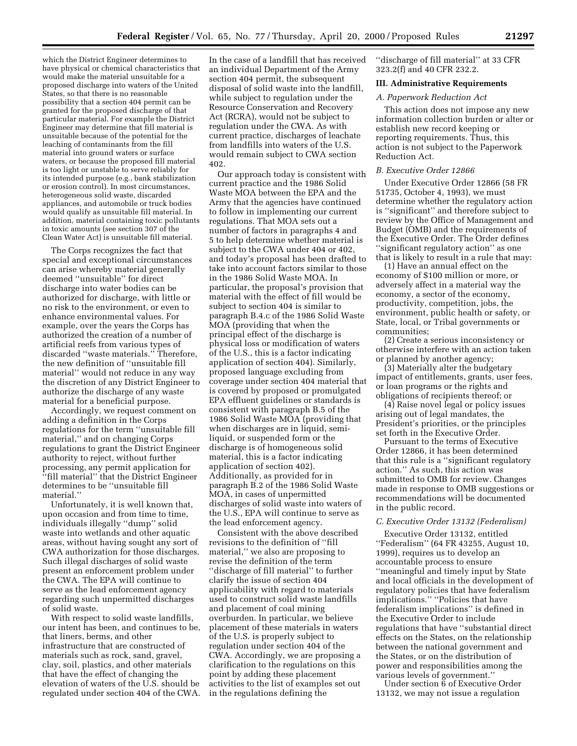which the District Engineer determines to have physical or chemical characteristics that would make the material unsuitable for a proposed discharge into waters of the United States, so that there is no reasonable possibility that a section 404 permit can be granted for the proposed discharge of that particular material. For example the District Engineer may determine that fill material is unsuitable because of the potential for the leaching of contaminants from the fill material into ground waters or surface waters, or because the proposed fill material is too light or unstable to serve reliably for its intended purpose (e.g., bank stabilization or erosion control). In most circumstances, heterogeneous solid waste, discarded appliances, and automobile or truck bodies would qualify as unsuitable fill material. In addition, material containing toxic pollutants in toxic amounts (see section 307 of the Clean Water Act) is unsuitable fill material.

The Corps recognizes the fact that special and exceptional circumstances can arise whereby material generally deemed ''unsuitable'' for direct discharge into water bodies can be authorized for discharge, with little or no risk to the environment, or even to enhance environmental values. For example, over the years the Corps has authorized the creation of a number of artificial reefs from various types of discarded ''waste materials.'' Therefore, the new definition of ''unsuitable fill material'' would not reduce in any way the discretion of any District Engineer to authorize the discharge of any waste material for a beneficial purpose.

Accordingly, we request comment on adding a definition in the Corps regulations for the term ''unsuitable fill material,'' and on changing Corps regulations to grant the District Engineer authority to reject, without further processing, any permit application for ''fill material'' that the District Engineer determines to be ''unsuitable fill material.''

Unfortunately, it is well known that, upon occasion and from time to time, individuals illegally ''dump'' solid waste into wetlands and other aquatic areas, without having sought any sort of CWA authorization for those discharges. Such illegal discharges of solid waste present an enforcement problem under the CWA. The EPA will continue to serve as the lead enforcement agency regarding such unpermitted discharges of solid waste.

With respect to solid waste landfills, our intent has been, and continues to be, that liners, berms, and other infrastructure that are constructed of materials such as rock, sand, gravel, clay, soil, plastics, and other materials that have the effect of changing the elevation of waters of the U.S. should be regulated under section 404 of the CWA. In the case of a landfill that has received an individual Department of the Army section 404 permit, the subsequent disposal of solid waste into the landfill, while subject to regulation under the Resource Conservation and Recovery Act (RCRA), would not be subject to regulation under the CWA. As with current practice, discharges of leachate from landfills into waters of the U.S. would remain subject to CWA section 402.

Our approach today is consistent with current practice and the 1986 Solid Waste MOA between the EPA and the Army that the agencies have continued to follow in implementing our current regulations. That MOA sets out a number of factors in paragraphs 4 and 5 to help determine whether material is subject to the CWA under 404 or 402, and today's proposal has been drafted to take into account factors similar to those in the 1986 Solid Waste MOA. In particular, the proposal's provision that material with the effect of fill would be subject to section 404 is similar to paragraph B.4.c of the 1986 Solid Waste MOA (providing that when the principal effect of the discharge is physical loss or modification of waters of the U.S., this is a factor indicating application of section 404). Similarly, proposed language excluding from coverage under section 404 material that is covered by proposed or promulgated EPA effluent guidelines or standards is consistent with paragraph B.5 of the 1986 Solid Waste MOA (providing that when discharges are in liquid, semi-liquid, or suspended form or the discharge is of homogeneous solid material, this is a factor indicating application of section 402). Additionally, as provided for in paragraph B.2 of the 1986 Solid Waste MOA, in cases of unpermitted discharges of solid waste into waters of the U.S., EPA will continue to serve as the lead enforcement agency.

Consistent with the above described revisions to the definition of ''fill material,'' we also are proposing to revise the definition of the term ''discharge of fill material'' to further clarify the issue of section 404 applicability with regard to materials used to construct solid waste landfills and placement of coal mining overburden. In particular, we believe placement of these materials in waters of the U.S. is properly subject to regulation under section 404 of the CWA. Accordingly, we are proposing a clarification to the regulations on this point by adding these placement activities to the list of examples set out in the regulations defining the ''discharge of fill material'' at 33 CFR 323.2(f) and 40 CFR 232.2.

## III. Administrative Requirements

### *A. Paperwork Reduction Act*

This action does not impose any new information collection burden or alter or establish new record keeping or reporting requirements. Thus, this action is not subject to the Paperwork Reduction Act.

### *B. Executive Order 12866*

Under Executive Order 12866 (58 FR 51735, October 4, 1993), we must determine whether the regulatory action is ''significant'' and therefore subject to review by the Office of Management and Budget (OMB) and the requirements of the Executive Order. The Order defines ''significant regulatory action'' as one that is likely to result in a rule that may:

(1) Have an annual effect on the economy of $100 million or more, or adversely affect in a material way the economy, a sector of the economy, productivity, competition, jobs, the environment, public health or safety, or State, local, or Tribal governments or communities;

(2) Create a serious inconsistency or otherwise interfere with an action taken or planned by another agency;

(3) Materially alter the budgetary impact of entitlements, grants, user fees, or loan programs or the rights and obligations of recipients thereof; or

(4) Raise novel legal or policy issues arising out of legal mandates, the President's priorities, or the principles set forth in the Executive Order.

Pursuant to the terms of Executive Order 12866, it has been determined that this rule is a ''significant regulatory action.'' As such, this action was submitted to OMB for review. Changes made in response to OMB suggestions or recommendations will be documented in the public record.

### *C. Executive Order 13132 (Federalism)*

Executive Order 13132, entitled ''Federalism'' (64 FR 43255, August 10, 1999), requires us to develop an accountable process to ensure ''meaningful and timely input by State and local officials in the development of regulatory policies that have federalism implications.'' ''Policies that have federalism implications'' is defined in the Executive Order to include regulations that have ''substantial direct effects on the States, on the relationship between the national government and the States, or on the distribution of power and responsibilities among the various levels of government.''

Under section 6 of Executive Order 13132, we may not issue a regulation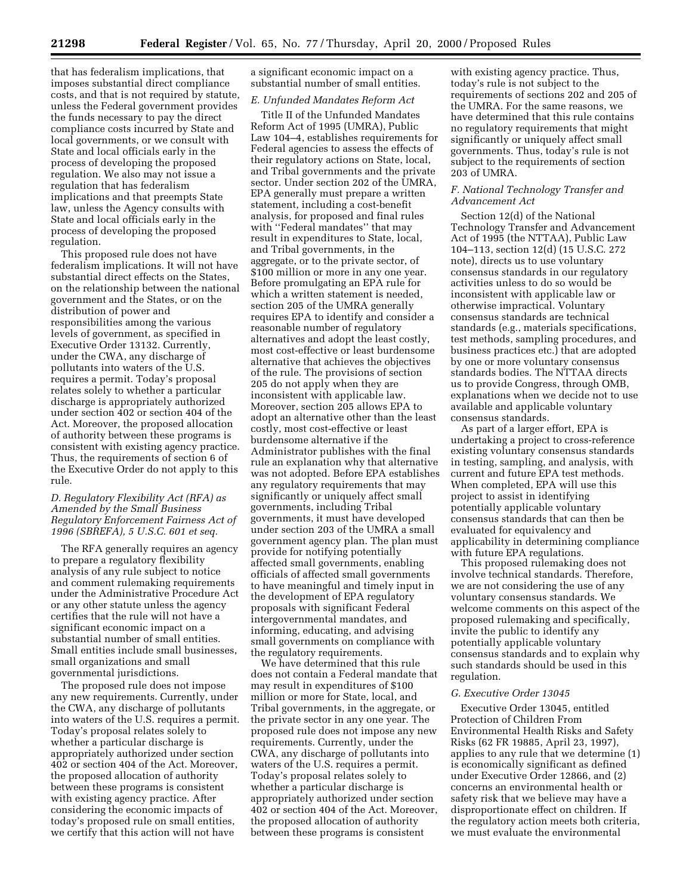that has federalism implications, that imposes substantial direct compliance costs, and that is not required by statute, unless the Federal government provides the funds necessary to pay the direct compliance costs incurred by State and local governments, or we consult with State and local officials early in the process of developing the proposed regulation. We also may not issue a regulation that has federalism implications and that preempts State law, unless the Agency consults with State and local officials early in the process of developing the proposed regulation.

This proposed rule does not have federalism implications. It will not have substantial direct effects on the States, on the relationship between the national government and the States, or on the distribution of power and responsibilities among the various levels of government, as specified in Executive Order 13132. Currently, under the CWA, any discharge of pollutants into waters of the U.S. requires a permit. Today's proposal relates solely to whether a particular discharge is appropriately authorized under section 402 or section 404 of the Act. Moreover, the proposed allocation of authority between these programs is consistent with existing agency practice. Thus, the requirements of section 6 of the Executive Order do not apply to this rule.

### *D. Regulatory Flexibility Act (RFA) as Amended by the Small Business Regulatory Enforcement Fairness Act of 1996 (SBREFA), 5 U.S.C. 601 et seq.*

The RFA generally requires an agency to prepare a regulatory flexibility analysis of any rule subject to notice and comment rulemaking requirements under the Administrative Procedure Act or any other statute unless the agency certifies that the rule will not have a significant economic impact on a substantial number of small entities. Small entities include small businesses, small organizations and small governmental jurisdictions.

The proposed rule does not impose any new requirements. Currently, under the CWA, any discharge of pollutants into waters of the U.S. requires a permit. Today's proposal relates solely to whether a particular discharge is appropriately authorized under section 402 or section 404 of the Act. Moreover, the proposed allocation of authority between these programs is consistent with existing agency practice. After considering the economic impacts of today's proposed rule on small entities, we certify that this action will not have a significant economic impact on a substantial number of small entities.

### *E. Unfunded Mandates Reform Act*

Title II of the Unfunded Mandates Reform Act of 1995 (UMRA), Public Law 104–4, establishes requirements for Federal agencies to assess the effects of their regulatory actions on State, local, and Tribal governments and the private sector. Under section 202 of the UMRA, EPA generally must prepare a written statement, including a cost-benefit analysis, for proposed and final rules with "Federal mandates" that may result in expenditures to State, local, and Tribal governments, in the aggregate, or to the private sector, of $100 million or more in any one year. Before promulgating an EPA rule for which a written statement is needed, section 205 of the UMRA generally requires EPA to identify and consider a reasonable number of regulatory alternatives and adopt the least costly, most cost-effective or least burdensome alternative that achieves the objectives of the rule. The provisions of section 205 do not apply when they are inconsistent with applicable law. Moreover, section 205 allows EPA to adopt an alternative other than the least costly, most cost-effective or least burdensome alternative if the Administrator publishes with the final rule an explanation why that alternative was not adopted. Before EPA establishes any regulatory requirements that may significantly or uniquely affect small governments, including Tribal governments, it must have developed under section 203 of the UMRA a small government agency plan. The plan must provide for notifying potentially affected small governments, enabling officials of affected small governments to have meaningful and timely input in the development of EPA regulatory proposals with significant Federal intergovernmental mandates, and informing, educating, and advising small governments on compliance with the regulatory requirements.

We have determined that this rule does not contain a Federal mandate that may result in expenditures of $100 million or more for State, local, and Tribal governments, in the aggregate, or the private sector in any one year. The proposed rule does not impose any new requirements. Currently, under the CWA, any discharge of pollutants into waters of the U.S. requires a permit. Today's proposal relates solely to whether a particular discharge is appropriately authorized under section 402 or section 404 of the Act. Moreover, the proposed allocation of authority between these programs is consistent with existing agency practice. Thus, today's rule is not subject to the requirements of sections 202 and 205 of the UMRA. For the same reasons, we have determined that this rule contains no regulatory requirements that might significantly or uniquely affect small governments. Thus, today's rule is not subject to the requirements of section 203 of UMRA.

### *F. National Technology Transfer and Advancement Act*

Section 12(d) of the National Technology Transfer and Advancement Act of 1995 (the NTTAA), Public Law 104–113, section 12(d) (15 U.S.C. 272 note), directs us to use voluntary consensus standards in our regulatory activities unless to do so would be inconsistent with applicable law or otherwise impractical. Voluntary consensus standards are technical standards (e.g., materials specifications, test methods, sampling procedures, and business practices etc.) that are adopted by one or more voluntary consensus standards bodies. The NTTAA directs us to provide Congress, through OMB, explanations when we decide not to use available and applicable voluntary consensus standards.

As part of a larger effort, EPA is undertaking a project to cross-reference existing voluntary consensus standards in testing, sampling, and analysis, with current and future EPA test methods. When completed, EPA will use this project to assist in identifying potentially applicable voluntary consensus standards that can then be evaluated for equivalency and applicability in determining compliance with future EPA regulations.

This proposed rulemaking does not involve technical standards. Therefore, we are not considering the use of any voluntary consensus standards. We welcome comments on this aspect of the proposed rulemaking and specifically, invite the public to identify any potentially applicable voluntary consensus standards and to explain why such standards should be used in this regulation.

### *G. Executive Order 13045*

Executive Order 13045, entitled Protection of Children From Environmental Health Risks and Safety Risks (62 FR 19885, April 23, 1997), applies to any rule that we determine (1) is economically significant as defined under Executive Order 12866, and (2) concerns an environmental health or safety risk that we believe may have a disproportionate effect on children. If the regulatory action meets both criteria, we must evaluate the environmental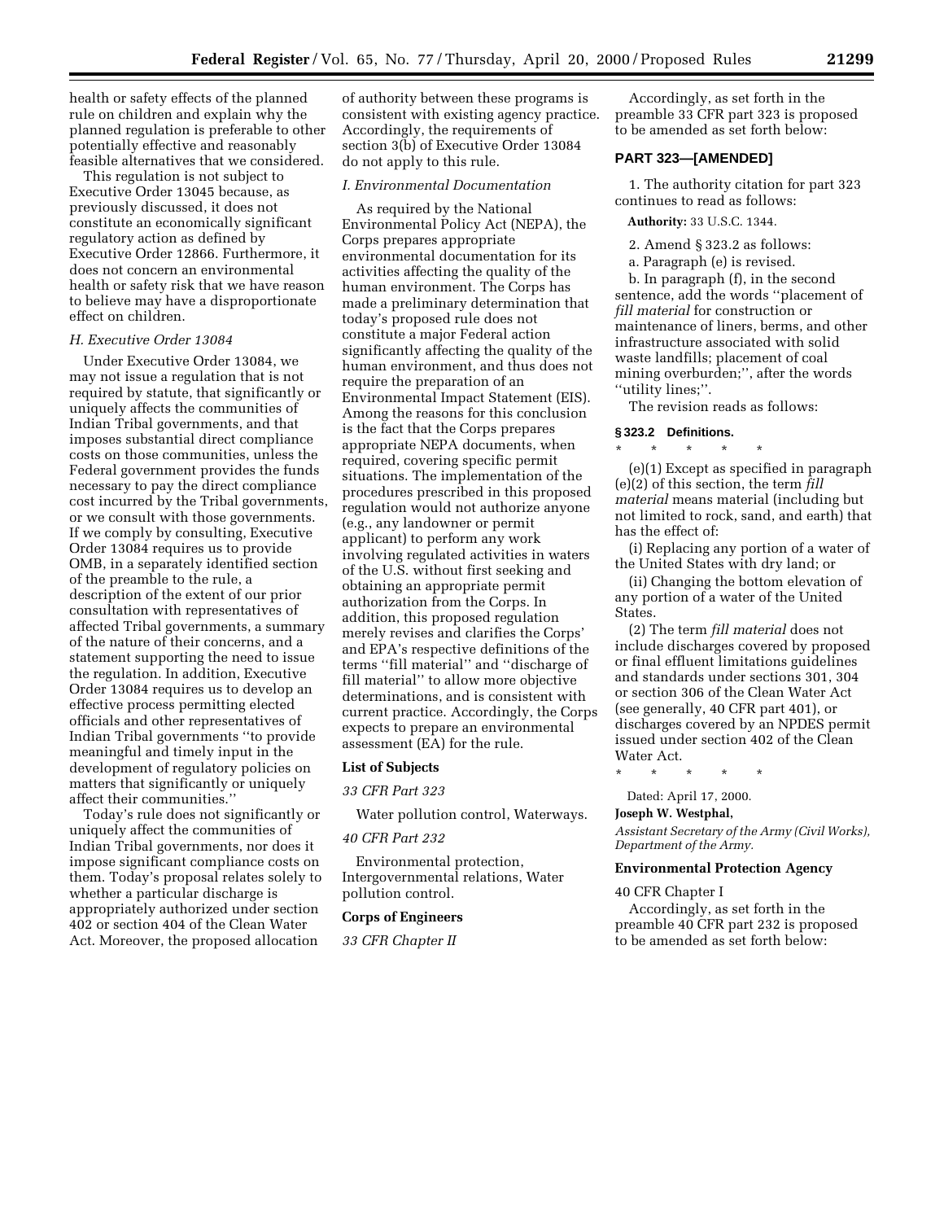health or safety effects of the planned rule on children and explain why the planned regulation is preferable to other potentially effective and reasonably feasible alternatives that we considered.

This regulation is not subject to Executive Order 13045 because, as previously discussed, it does not constitute an economically significant regulatory action as defined by Executive Order 12866. Furthermore, it does not concern an environmental health or safety risk that we have reason to believe may have a disproportionate effect on children.

*H. Executive Order 13084*

Under Executive Order 13084, we may not issue a regulation that is not required by statute, that significantly or uniquely affects the communities of Indian Tribal governments, and that imposes substantial direct compliance costs on those communities, unless the Federal government provides the funds necessary to pay the direct compliance cost incurred by the Tribal governments, or we consult with those governments. If we comply by consulting, Executive Order 13084 requires us to provide OMB, in a separately identified section of the preamble to the rule, a description of the extent of our prior consultation with representatives of affected Tribal governments, a summary of the nature of their concerns, and a statement supporting the need to issue the regulation. In addition, Executive Order 13084 requires us to develop an effective process permitting elected officials and other representatives of Indian Tribal governments ''to provide meaningful and timely input in the development of regulatory policies on matters that significantly or uniquely affect their communities.''

Today's rule does not significantly or uniquely affect the communities of Indian Tribal governments, nor does it impose significant compliance costs on them. Today's proposal relates solely to whether a particular discharge is appropriately authorized under section 402 or section 404 of the Clean Water Act. Moreover, the proposed allocation of authority between these programs is consistent with existing agency practice. Accordingly, the requirements of section 3(b) of Executive Order 13084 do not apply to this rule.

*I. Environmental Documentation*

As required by the National Environmental Policy Act (NEPA), the Corps prepares appropriate environmental documentation for its activities affecting the quality of the human environment. The Corps has made a preliminary determination that today's proposed rule does not constitute a major Federal action significantly affecting the quality of the human environment, and thus does not require the preparation of an Environmental Impact Statement (EIS). Among the reasons for this conclusion is the fact that the Corps prepares appropriate NEPA documents, when required, covering specific permit situations. The implementation of the procedures prescribed in this proposed regulation would not authorize anyone (e.g., any landowner or permit applicant) to perform any work involving regulated activities in waters of the U.S. without first seeking and obtaining an appropriate permit authorization from the Corps. In addition, this proposed regulation merely revises and clarifies the Corps' and EPA's respective definitions of the terms ''fill material'' and ''discharge of fill material'' to allow more objective determinations, and is consistent with current practice. Accordingly, the Corps expects to prepare an environmental assessment (EA) for the rule.

**List of Subjects**

*33 CFR Part 323*

Water pollution control, Waterways.

*40 CFR Part 232*

Environmental protection, Intergovernmental relations, Water pollution control.

**Corps of Engineers**

*33 CFR Chapter II*

Accordingly, as set forth in the preamble 33 CFR part 323 is proposed to be amended as set forth below:

## PART 323—[AMENDED]

1. The authority citation for part 323 continues to read as follows:

**Authority:** 33 U.S.C. 1344.

2. Amend § 323.2 as follows:

a. Paragraph (e) is revised.

b. In paragraph (f), in the second sentence, add the words ''placement of *fill material* for construction or maintenance of liners, berms, and other infrastructure associated with solid waste landfills; placement of coal mining overburden;'', after the words ''utility lines;''.

The revision reads as follows:

**§ 323.2 Definitions.**

\* \* \* \* \*

(e)(1) Except as specified in paragraph (e)(2) of this section, the term *fill material* means material (including but not limited to rock, sand, and earth) that has the effect of:

(i) Replacing any portion of a water of the United States with dry land; or

(ii) Changing the bottom elevation of any portion of a water of the United States.

(2) The term *fill material* does not include discharges covered by proposed or final effluent limitations guidelines and standards under sections 301, 304 or section 306 of the Clean Water Act (see generally, 40 CFR part 401), or discharges covered by an NPDES permit issued under section 402 of the Clean Water Act.

\* \* \* \* \*

Dated: April 17, 2000.

**Joseph W. Westphal,**

*Assistant Secretary of the Army (Civil Works), Department of the Army.*

**Environmental Protection Agency**

40 CFR Chapter I

Accordingly, as set forth in the preamble 40 CFR part 232 is proposed to be amended as set forth below: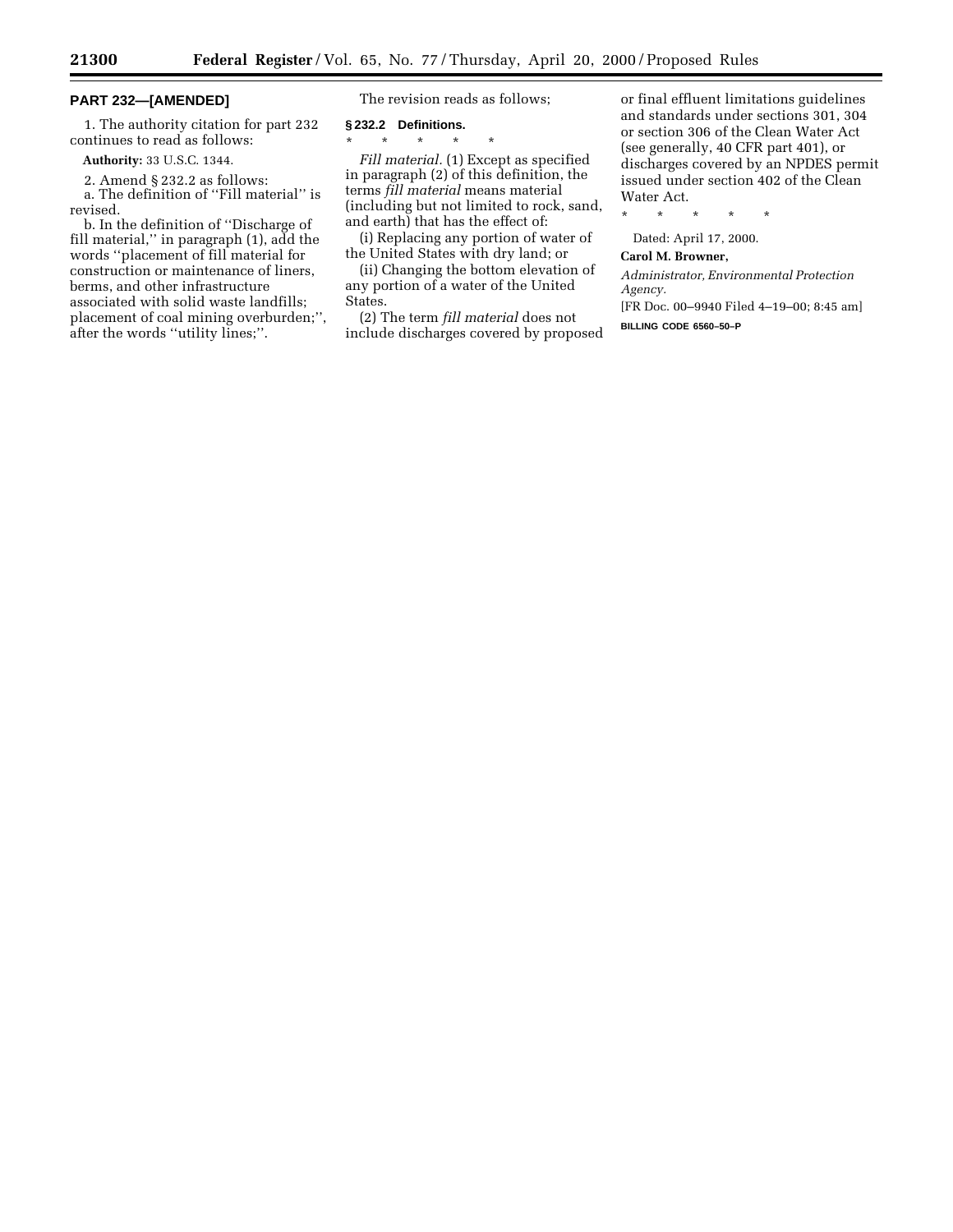## PART 232—[AMENDED]

1. The authority citation for part 232 continues to read as follows:

**Authority:** 33 U.S.C. 1344.

2. Amend § 232.2 as follows:

a. The definition of ''Fill material'' is revised.

b. In the definition of ''Discharge of fill material,'' in paragraph (1), add the words ''placement of fill material for construction or maintenance of liners, berms, and other infrastructure associated with solid waste landfills; placement of coal mining overburden;'', after the words ''utility lines;''.

The revision reads as follows;

**§ 232.2 Definitions.**

\* \* \* \* \*

*Fill material.* (1) Except as specified in paragraph (2) of this definition, the terms *fill material* means material (including but not limited to rock, sand, and earth) that has the effect of:

(i) Replacing any portion of water of the United States with dry land; or

(ii) Changing the bottom elevation of any portion of a water of the United States.

(2) The term *fill material* does not include discharges covered by proposed or final effluent limitations guidelines and standards under sections 301, 304 or section 306 of the Clean Water Act (see generally, 40 CFR part 401), or discharges covered by an NPDES permit issued under section 402 of the Clean Water Act.

\* \* \* \* \*

Dated: April 17, 2000.

**Carol M. Browner,**

*Administrator, Environmental Protection Agency.*

[FR Doc. 00–9940 Filed 4–19–00; 8:45 am]

**BILLING CODE 6560–50–P**